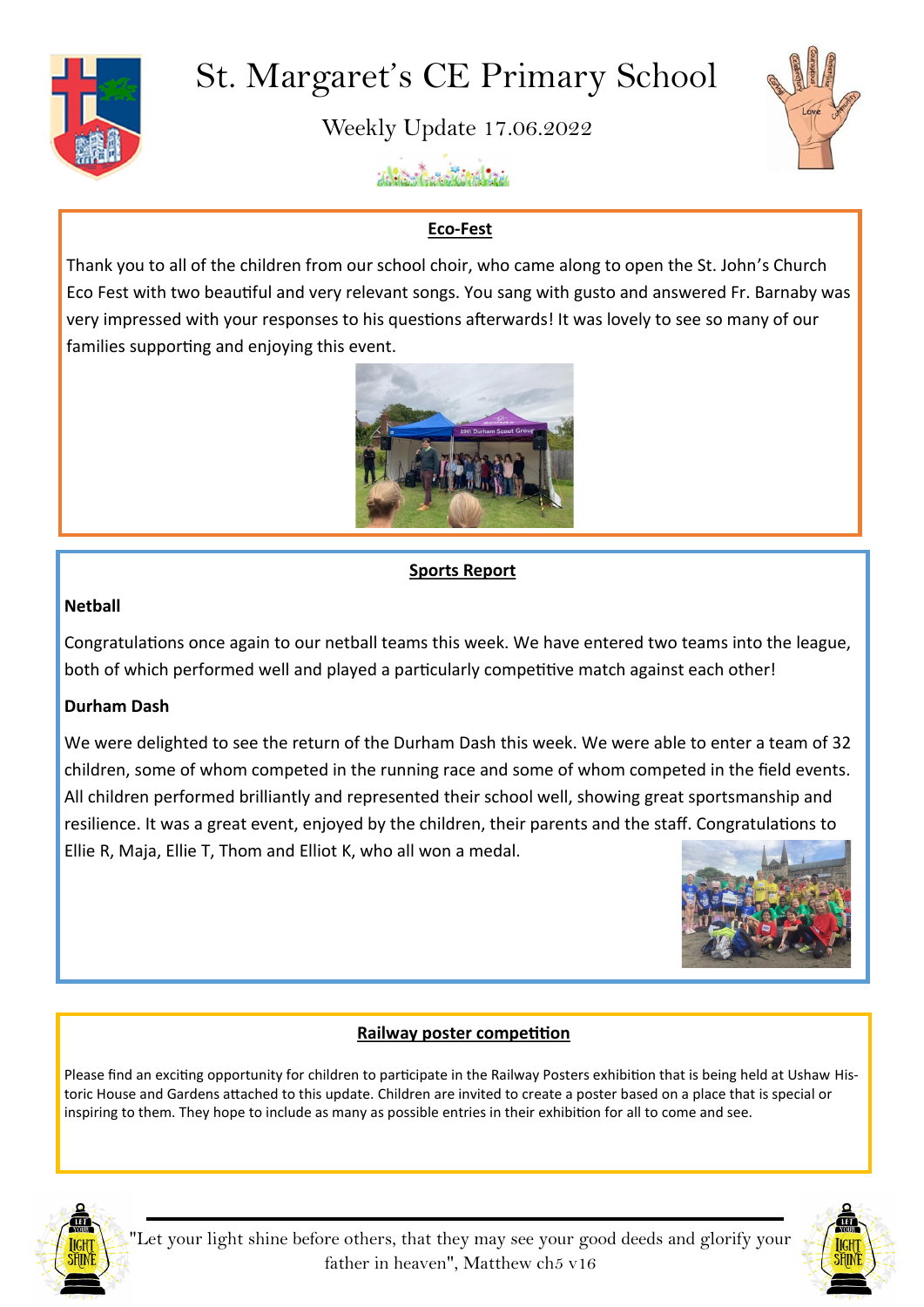# St. Margaret's CE Primary School

Weekly Update 17.06.2022

## Eco-Fest

Thank you to all of the children from our school choir, who came along to open the St. John's Church Eco Fest with two beautiful and very relevant songs. You sang with gusto and answered Fr. Barnaby was very impressed with your responses to his questions afterwards! It was lovely to see so many of our families supporting and enjoying this event.

## Sports Report

**Netball**

Congratulations once again to our netball teams this week. We have entered two teams into the league, both of which performed well and played a particularly competitive match against each other!

**Durham Dash**

We were delighted to see the return of the Durham Dash this week. We were able to enter a team of 32 children, some of whom competed in the running race and some of whom competed in the field events. All children performed brilliantly and represented their school well, showing great sportsmanship and resilience. It was a great event, enjoyed by the children, their parents and the staff. Congratulations to Ellie R, Maja, Ellie T, Thom and Elliot K, who all won a medal.

## Railway poster competition

Please find an exciting opportunity for children to participate in the Railway Posters exhibition that is being held at Ushaw Historic House and Gardens attached to this update. Children are invited to create a poster based on a place that is special or inspiring to them. They hope to include as many as possible entries in their exhibition for all to come and see.

"Let your light shine before others, that they may see your good deeds and glorify your father in heaven", Matthew ch5 v16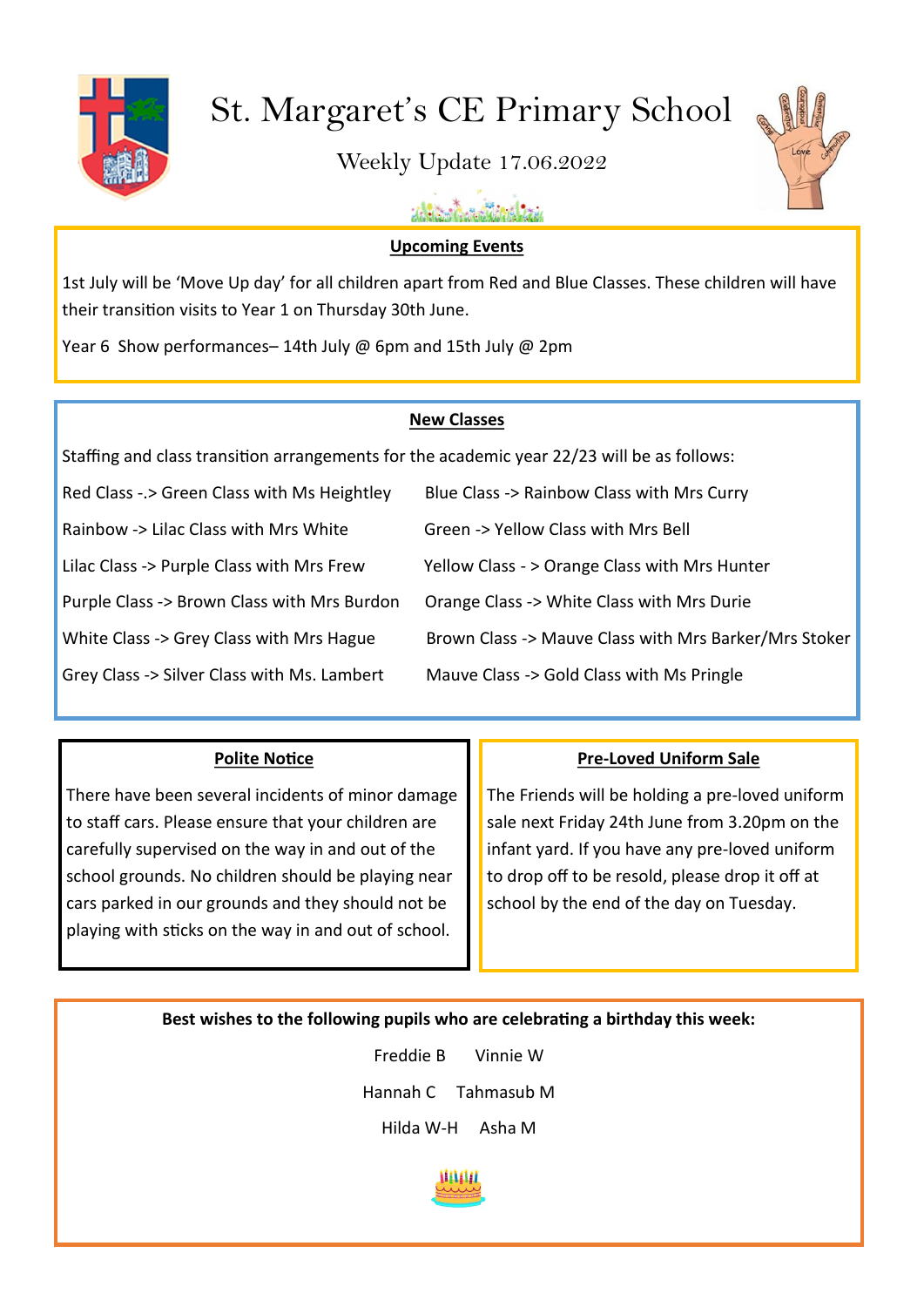# St. Margaret's CE Primary School

Weekly Update 17.06.2022

## Upcoming Events

1st July will be 'Move Up day' for all children apart from Red and Blue Classes. These children will have their transition visits to Year 1 on Thursday 30th June.

Year 6 Show performances– 14th July @ 6pm and 15th July @ 2pm

## New Classes

Staffing and class transition arrangements for the academic year 22/23 will be as follows:

Red Class -.> Green Class with Ms Heightley

Rainbow -> Lilac Class with Mrs White

Lilac Class -> Purple Class with Mrs Frew

Purple Class -> Brown Class with Mrs Burdon

White Class -> Grey Class with Mrs Hague

Grey Class -> Silver Class with Ms. Lambert

Blue Class -> Rainbow Class with Mrs Curry

Green -> Yellow Class with Mrs Bell

Yellow Class - > Orange Class with Mrs Hunter

Orange Class -> White Class with Mrs Durie

Brown Class -> Mauve Class with Mrs Barker/Mrs Stoker

Mauve Class -> Gold Class with Ms Pringle

## Polite Notice

There have been several incidents of minor damage to staff cars. Please ensure that your children are carefully supervised on the way in and out of the school grounds. No children should be playing near cars parked in our grounds and they should not be playing with sticks on the way in and out of school.

## Pre-Loved Uniform Sale

The Friends will be holding a pre-loved uniform sale next Friday 24th June from 3.20pm on the infant yard. If you have any pre-loved uniform to drop off to be resold, please drop it off at school by the end of the day on Tuesday.

**Best wishes to the following pupils who are celebrating a birthday this week:**

Freddie B Vinnie W

Hannah C Tahmasub M

Hilda W-H Asha M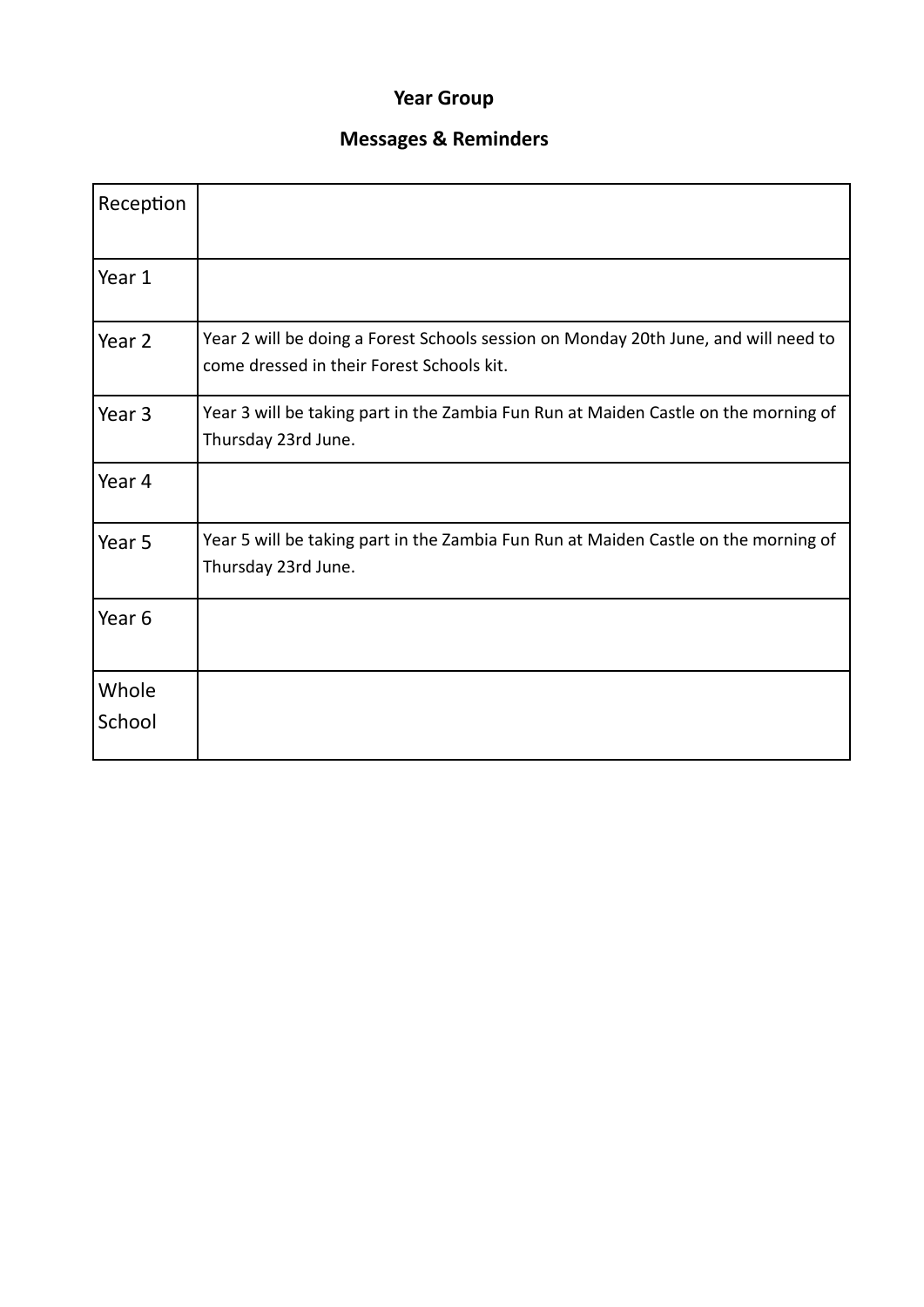**Year Group**

**Messages & Reminders**

| | |
|---|---|
| Reception | |
| Year 1 | |
| Year 2 | Year 2 will be doing a Forest Schools session on Monday 20th June, and will need to come dressed in their Forest Schools kit. |
| Year 3 | Year 3 will be taking part in the Zambia Fun Run at Maiden Castle on the morning of Thursday 23rd June. |
| Year 4 | |
| Year 5 | Year 5 will be taking part in the Zambia Fun Run at Maiden Castle on the morning of Thursday 23rd June. |
| Year 6 | |
| Whole School | |